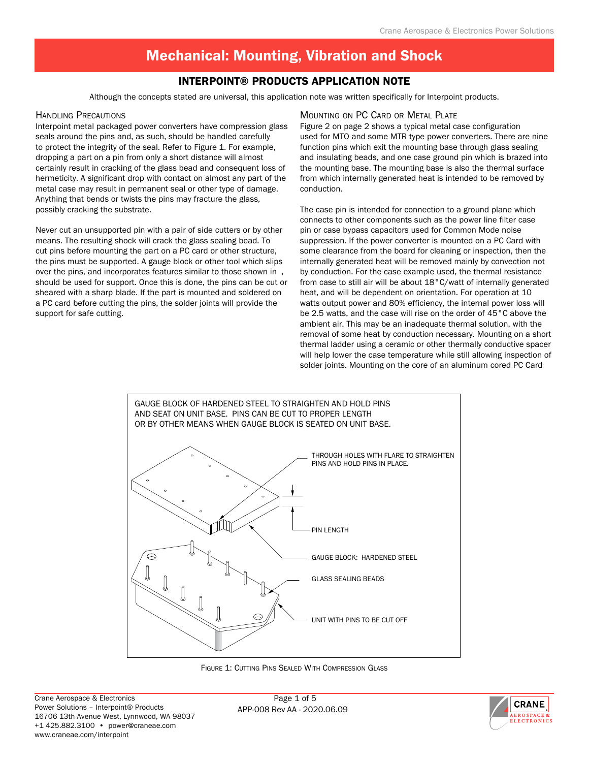# Mechanical: Mounting, Vibration and Shock

## INTERPOINT® PRODUCTS APPLICATION NOTE

Although the concepts stated are universal, this application note was written specifically for Interpoint products.

### Handling Precautions

Interpoint metal packaged power converters have compression glass seals around the pins and, as such, should be handled carefully to protect the integrity of the seal. Refer to Figure 1. For example, dropping a part on a pin from only a short distance will almost certainly result in cracking of the glass bead and consequent loss of hermeticity. A significant drop with contact on almost any part of the metal case may result in permanent seal or other type of damage. Anything that bends or twists the pins may fracture the glass, possibly cracking the substrate.

Never cut an unsupported pin with a pair of side cutters or by other means. The resulting shock will crack the glass sealing bead. To cut pins before mounting the part on a PC card or other structure, the pins must be supported. A gauge block or other tool which slips over the pins, and incorporates features similar to those shown in , should be used for support. Once this is done, the pins can be cut or sheared with a sharp blade. If the part is mounted and soldered on a PC card before cutting the pins, the solder joints will provide the support for safe cutting.

### Mounting on PC Card or Metal Plate

Figure 2 on page 2 shows a typical metal case configuration used for MTO and some MTR type power converters. There are nine function pins which exit the mounting base through glass sealing and insulating beads, and one case ground pin which is brazed into the mounting base. The mounting base is also the thermal surface from which internally generated heat is intended to be removed by conduction.

The case pin is intended for connection to a ground plane which connects to other components such as the power line filter case pin or case bypass capacitors used for Common Mode noise suppression. If the power converter is mounted on a PC Card with some clearance from the board for cleaning or inspection, then the internally generated heat will be removed mainly by convection not by conduction. For the case example used, the thermal resistance from case to still air will be about 18°C/watt of internally generated heat, and will be dependent on orientation. For operation at 10 watts output power and 80% efficiency, the internal power loss will be 2.5 watts, and the case will rise on the order of 45°C above the ambient air. This may be an inadequate thermal solution, with the removal of some heat by conduction necessary. Mounting on a short thermal ladder using a ceramic or other thermally conductive spacer will help lower the case temperature while still allowing inspection of solder joints. Mounting on the core of an aluminum cored PC Card

GAUGE BLOCK OF HARDENED STEEL TO STRAIGHTEN AND HOLD PINS AND SEAT ON UNIT BASE. PINS CAN BE CUT TO PROPER LENGTH OR BY OTHER MEANS WHEN GAUGE BLOCK IS SEATED ON UNIT BASE.

THROUGH HOLES WITH FLARE TO STRAIGHTEN PINS AND HOLD PINS IN PLACE.

PIN LENGTH

GAUGE BLOCK: HARDENED STEEL

GLASS SEALING BEADS

UNIT WITH PINS TO BE CUT OFF

Figure 1: Cutting Pins Sealed With Compression Glass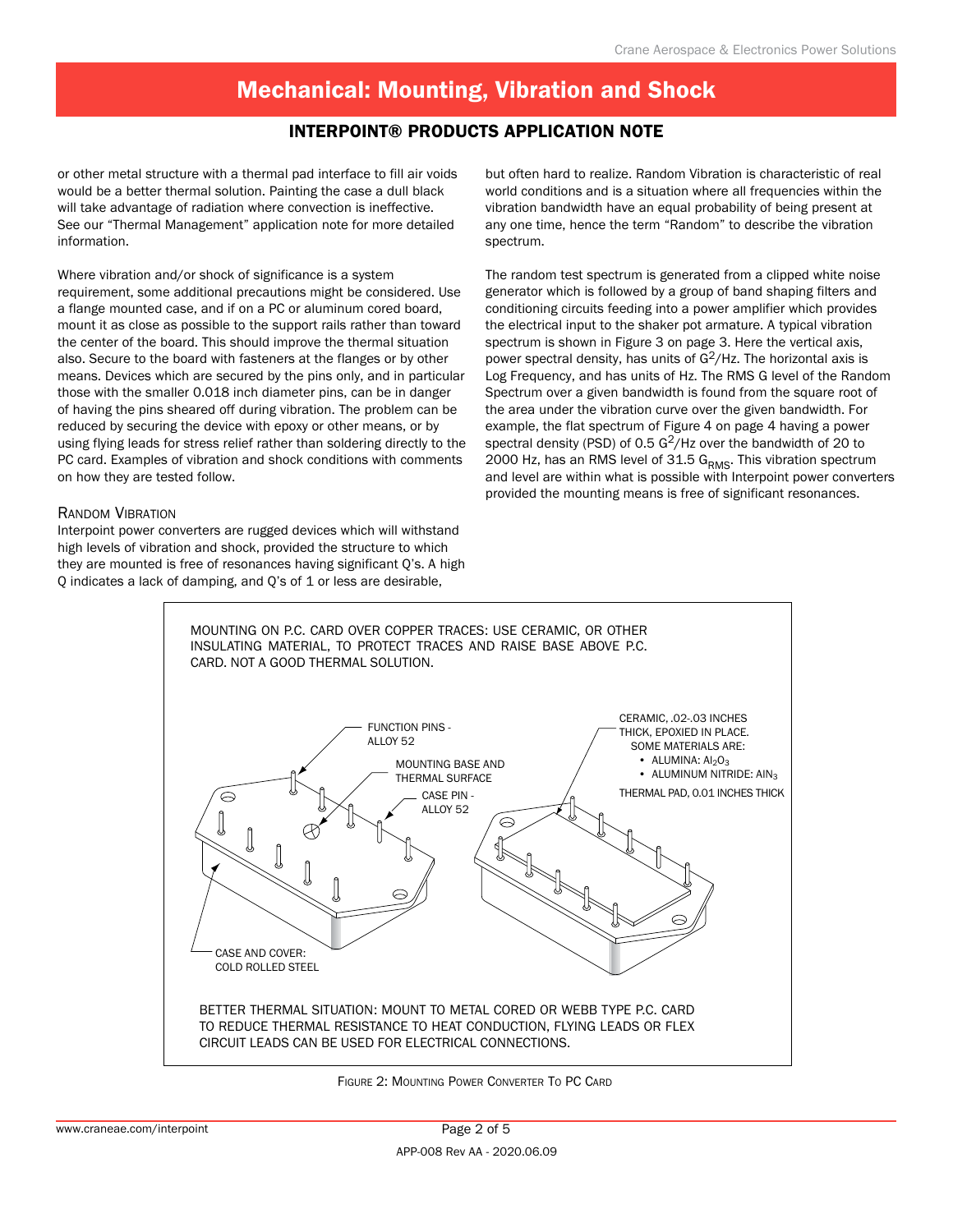or other metal structure with a thermal pad interface to fill air voids would be a better thermal solution. Painting the case a dull black will take advantage of radiation where convection is ineffective. See our "Thermal Management" application note for more detailed information.

Where vibration and/or shock of significance is a system requirement, some additional precautions might be considered. Use a flange mounted case, and if on a PC or aluminum cored board, mount it as close as possible to the support rails rather than toward the center of the board. This should improve the thermal situation also. Secure to the board with fasteners at the flanges or by other means. Devices which are secured by the pins only, and in particular those with the smaller 0.018 inch diameter pins, can be in danger of having the pins sheared off during vibration. The problem can be reduced by securing the device with epoxy or other means, or by using flying leads for stress relief rather than soldering directly to the PC card. Examples of vibration and shock conditions with comments on how they are tested follow.

## Random Vibration

Interpoint power converters are rugged devices which will withstand high levels of vibration and shock, provided the structure to which they are mounted is free of resonances having significant Q's. A high Q indicates a lack of damping, and Q's of 1 or less are desirable, but often hard to realize. Random Vibration is characteristic of real world conditions and is a situation where all frequencies within the vibration bandwidth have an equal probability of being present at any one time, hence the term "Random" to describe the vibration spectrum.

The random test spectrum is generated from a clipped white noise generator which is followed by a group of band shaping filters and conditioning circuits feeding into a power amplifier which provides the electrical input to the shaker pot armature. A typical vibration spectrum is shown in Figure 3 on page 3. Here the vertical axis, power spectral density, has units of $G^2$/Hz. The horizontal axis is Log Frequency, and has units of Hz. The RMS G level of the Random Spectrum over a given bandwidth is found from the square root of the area under the vibration curve over the given bandwidth. For example, the flat spectrum of Figure 4 on page 4 having a power spectral density (PSD) of 0.5 $G^2$/Hz over the bandwidth of 20 to 2000 Hz, has an RMS level of 31.5 $G_{RMS}$. This vibration spectrum and level are within what is possible with Interpoint power converters provided the mounting means is free of significant resonances.

MOUNTING ON P.C. CARD OVER COPPER TRACES: USE CERAMIC, OR OTHER INSULATING MATERIAL, TO PROTECT TRACES AND RAISE BASE ABOVE P.C. CARD. NOT A GOOD THERMAL SOLUTION.

FUNCTION PINS - ALLOY 52

MOUNTING BASE AND THERMAL SURFACE

CASE PIN - ALLOY 52

CASE AND COVER: COLD ROLLED STEEL

CERAMIC, .02-.03 INCHES THICK, EPOXIED IN PLACE. SOME MATERIALS ARE:

- ALUMINA: $Al_2O_3$
- ALUMINUM NITRIDE: $AlN_3$

THERMAL PAD, 0.01 INCHES THICK

BETTER THERMAL SITUATION: MOUNT TO METAL CORED OR WEBB TYPE P.C. CARD TO REDUCE THERMAL RESISTANCE TO HEAT CONDUCTION, FLYING LEADS OR FLEX CIRCUIT LEADS CAN BE USED FOR ELECTRICAL CONNECTIONS.

Figure 2: Mounting Power Converter To PC Card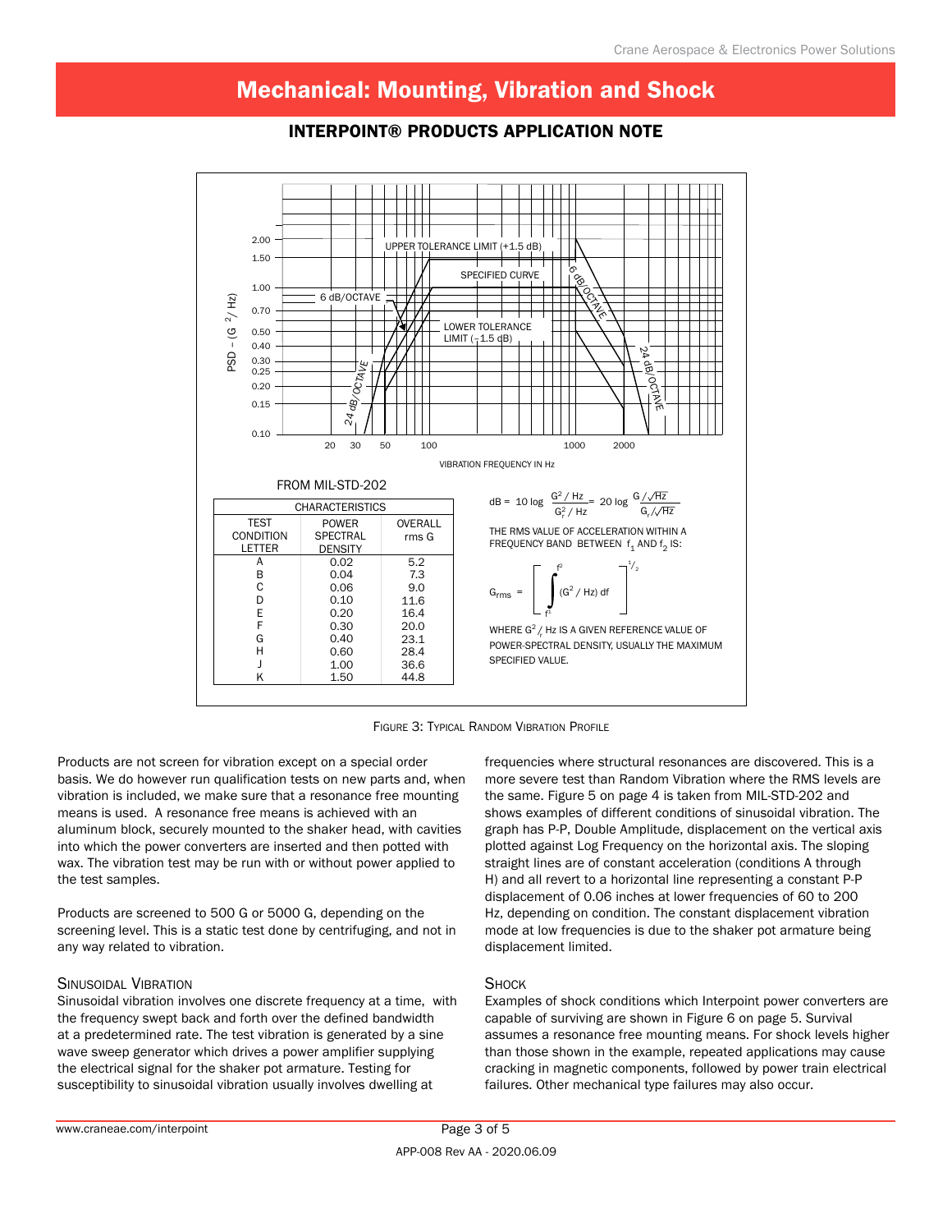# Mechanical: Mounting, Vibration and Shock

## INTERPOINT® PRODUCTS APPLICATION NOTE

FROM MIL-STD-202

| CHARACTERISTICS | | |
|---|---|---|
| TEST CONDITION LETTER | POWER SPECTRAL DENSITY | OVERALL rms G |
| A | 0.02 | 5.2 |
| B | 0.04 | 7.3 |
| C | 0.06 | 9.0 |
| D | 0.10 | 11.6 |
| E | 0.20 | 16.4 |
| F | 0.30 | 20.0 |
| G | 0.40 | 23.1 |
| H | 0.60 | 28.4 |
| J | 1.00 | 36.6 |
| K | 1.50 | 44.8 |

$$dB = 10 \log \frac{G^2/Hz}{G_r^2/Hz} = 20 \log \frac{G/\sqrt{Hz}}{G_r/\sqrt{Hz}}$$

THE RMS VALUE OF ACCELERATION WITHIN A FREQUENCY BAND BETWEEN $f_1$ AND $f_2$ IS:

$$G_{rms} = \left[ \int_{f_1}^{f_2} (G^2/Hz)\, df \right]^{1/2}$$

WHERE $G_r^2/Hz$ IS A GIVEN REFERENCE VALUE OF POWER-SPECTRAL DENSITY, USUALLY THE MAXIMUM SPECIFIED VALUE.

Figure 3: Typical Random Vibration Profile

Products are not screen for vibration except on a special order basis. We do however run qualification tests on new parts and, when vibration is included, we make sure that a resonance free mounting means is used. A resonance free means is achieved with an aluminum block, securely mounted to the shaker head, with cavities into which the power converters are inserted and then potted with wax. The vibration test may be run with or without power applied to the test samples.

Products are screened to 500 G or 5000 G, depending on the screening level. This is a static test done by centrifuging, and not in any way related to vibration.

### Sinusoidal Vibration

Sinusoidal vibration involves one discrete frequency at a time, with the frequency swept back and forth over the defined bandwidth at a predetermined rate. The test vibration is generated by a sine wave sweep generator which drives a power amplifier supplying the electrical signal for the shaker pot armature. Testing for susceptibility to sinusoidal vibration usually involves dwelling at frequencies where structural resonances are discovered. This is a more severe test than Random Vibration where the RMS levels are the same. Figure 5 on page 4 is taken from MIL-STD-202 and shows examples of different conditions of sinusoidal vibration. The graph has P-P, Double Amplitude, displacement on the vertical axis plotted against Log Frequency on the horizontal axis. The sloping straight lines are of constant acceleration (conditions A through H) and all revert to a horizontal line representing a constant P-P displacement of 0.06 inches at lower frequencies of 60 to 200 Hz, depending on condition. The constant displacement vibration mode at low frequencies is due to the shaker pot armature being displacement limited.

### Shock

Examples of shock conditions which Interpoint power converters are capable of surviving are shown in Figure 6 on page 5. Survival assumes a resonance free mounting means. For shock levels higher than those shown in the example, repeated applications may cause cracking in magnetic components, followed by power train electrical failures. Other mechanical type failures may also occur.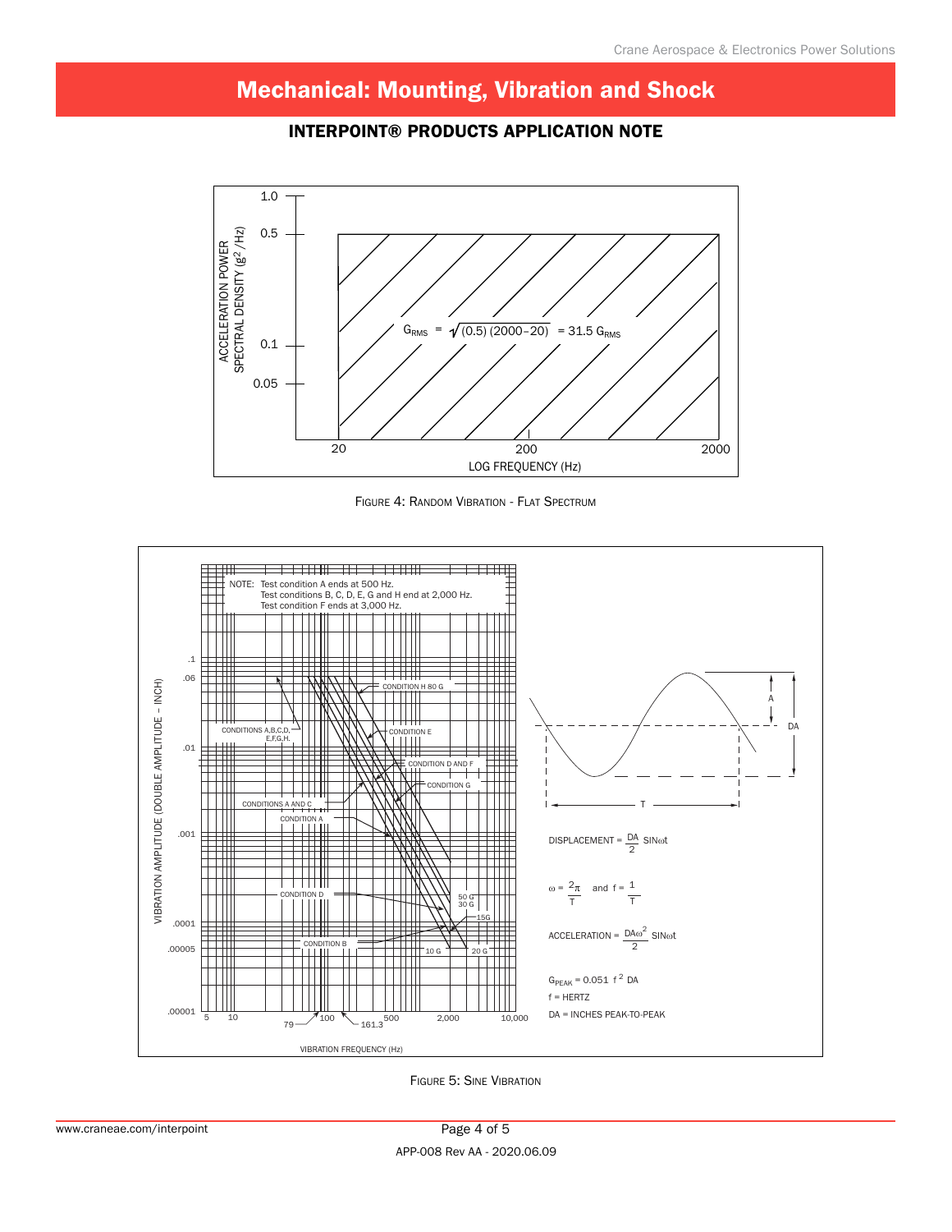## INTERPOINT® PRODUCTS APPLICATION NOTE

$$G_{RMS} = \sqrt{(0.5)(2000-20)} = 31.5\ G_{RMS}$$

FIGURE 4: RANDOM VIBRATION - FLAT SPECTRUM

NOTE: Test condition A ends at 500 Hz. Test conditions B, C, D, E, G and H end at 2,000 Hz. Test condition F ends at 3,000 Hz.

$$\text{DISPLACEMENT} = \frac{DA}{2} \text{SIN}\omega t$$

$$\omega = \frac{2\pi}{T} \quad \text{and} \quad f = \frac{1}{T}$$

$$\text{ACCELERATION} = \frac{DA\omega^2}{2} \text{SIN}\omega t$$

$G_{PEAK} = 0.051\ f^2\ DA$

f = HERTZ

DA = INCHES PEAK-TO-PEAK

FIGURE 5: SINE VIBRATION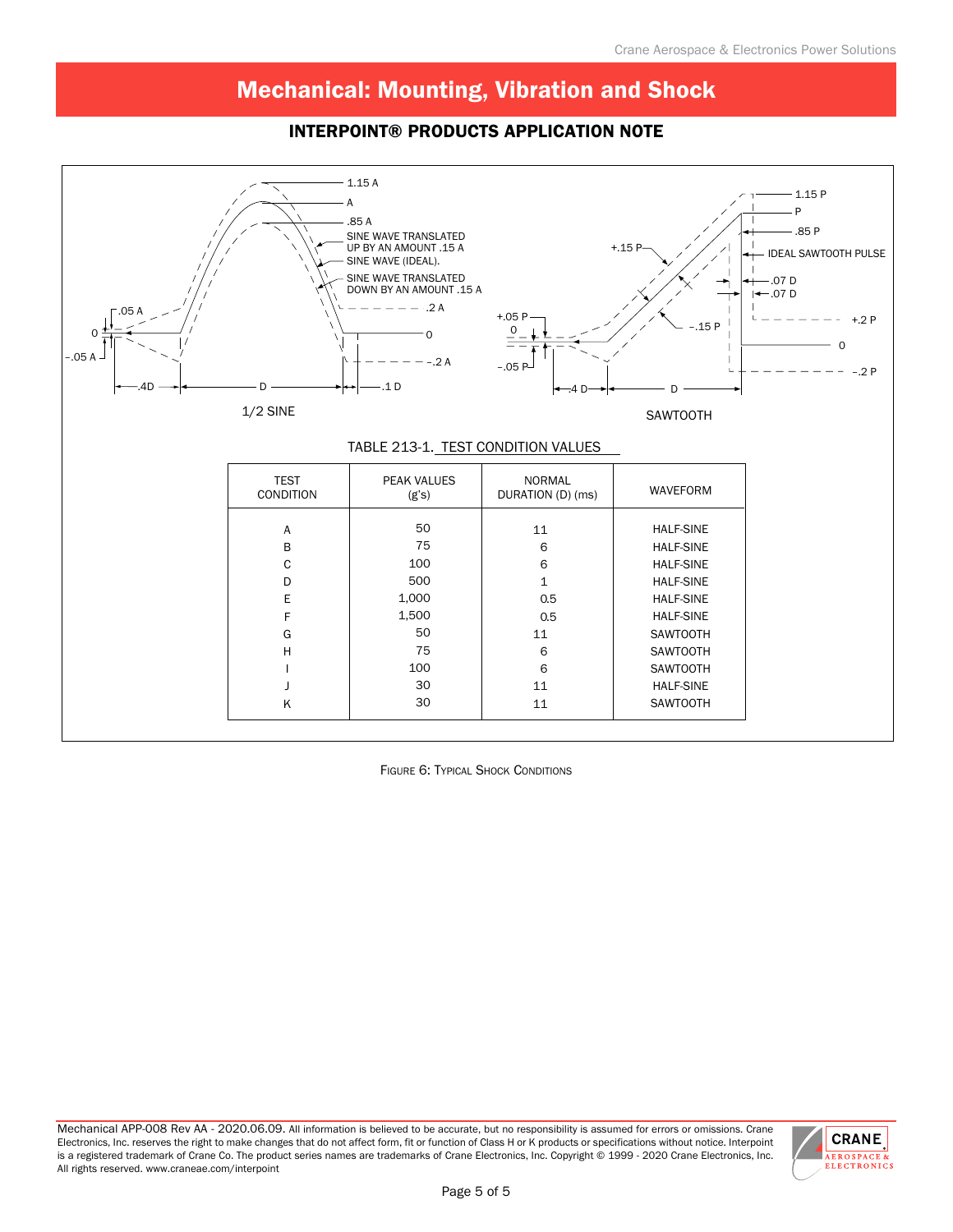## Mechanical: Mounting, Vibration and Shock

### INTERPOINT® PRODUCTS APPLICATION NOTE

1.15 A
A
.85 A
SINE WAVE TRANSLATED UP BY AN AMOUNT .15 A
SINE WAVE (IDEAL).
SINE WAVE TRANSLATED DOWN BY AN AMOUNT .15 A
.05 A
0
−.05 A
.2 A
0
−.2 A
.4D
D
.1 D
1/2 SINE

1.15 P
P
.85 P
IDEAL SAWTOOTH PULSE
+.15 P
.07 D
.07 D
+.05 P
0
−.05 P
−.15 P
+.2 P
0
−.2 P
.4 D
D
SAWTOOTH

TABLE 213-1. TEST CONDITION VALUES

| TEST CONDITION | PEAK VALUES (g's) | NORMAL DURATION (D) (ms) | WAVEFORM |
|---|---|---|---|
| A | 50 | 11 | HALF-SINE |
| B | 75 | 6 | HALF-SINE |
| C | 100 | 6 | HALF-SINE |
| D | 500 | 1 | HALF-SINE |
| E | 1,000 | 0.5 | HALF-SINE |
| F | 1,500 | 0.5 | HALF-SINE |
| G | 50 | 11 | SAWTOOTH |
| H | 75 | 6 | SAWTOOTH |
| I | 100 | 6 | SAWTOOTH |
| J | 30 | 11 | HALF-SINE |
| K | 30 | 11 | SAWTOOTH |

Figure 6: Typical Shock Conditions

Mechanical APP-008 Rev AA - 2020.06.09. All information is believed to be accurate, but no responsibility is assumed for errors or omissions. Crane Electronics, Inc. reserves the right to make changes that do not affect form, fit or function of Class H or K products or specifications without notice. Interpoint is a registered trademark of Crane Co. The product series names are trademarks of Crane Electronics, Inc. Copyright © 1999 - 2020 Crane Electronics, Inc. All rights reserved. www.craneae.com/interpoint